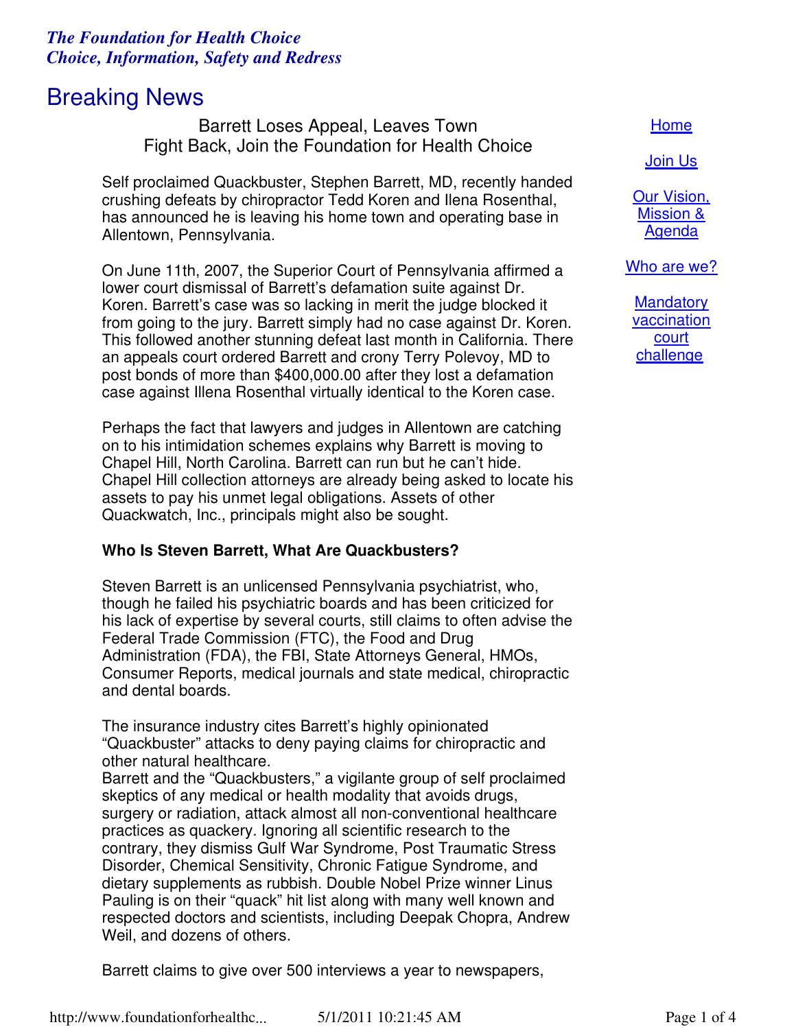***The Foundation for Health Choice***
***Choice, Information, Safety and Redress***

# Breaking News

[Home](#)

[Join Us](#)

[Our Vision, Mission & Agenda](#)

[Who are we?](#)

[Mandatory vaccination court challenge](#)

## Barrett Loses Appeal, Leaves Town
## Fight Back, Join the Foundation for Health Choice

Self proclaimed Quackbuster, Stephen Barrett, MD, recently handed crushing defeats by chiropractor Tedd Koren and Ilena Rosenthal, has announced he is leaving his home town and operating base in Allentown, Pennsylvania.

On June 11th, 2007, the Superior Court of Pennsylvania affirmed a lower court dismissal of Barrett's defamation suite against Dr. Koren. Barrett's case was so lacking in merit the judge blocked it from going to the jury. Barrett simply had no case against Dr. Koren. This followed another stunning defeat last month in California. There an appeals court ordered Barrett and crony Terry Polevoy, MD to post bonds of more than $400,000.00 after they lost a defamation case against Illena Rosenthal virtually identical to the Koren case.

Perhaps the fact that lawyers and judges in Allentown are catching on to his intimidation schemes explains why Barrett is moving to Chapel Hill, North Carolina. Barrett can run but he can't hide. Chapel Hill collection attorneys are already being asked to locate his assets to pay his unmet legal obligations. Assets of other Quackwatch, Inc., principals might also be sought.

**Who Is Steven Barrett, What Are Quackbusters?**

Steven Barrett is an unlicensed Pennsylvania psychiatrist, who, though he failed his psychiatric boards and has been criticized for his lack of expertise by several courts, still claims to often advise the Federal Trade Commission (FTC), the Food and Drug Administration (FDA), the FBI, State Attorneys General, HMOs, Consumer Reports, medical journals and state medical, chiropractic and dental boards.

The insurance industry cites Barrett's highly opinionated "Quackbuster" attacks to deny paying claims for chiropractic and other natural healthcare.
Barrett and the "Quackbusters," a vigilante group of self proclaimed skeptics of any medical or health modality that avoids drugs, surgery or radiation, attack almost all non-conventional healthcare practices as quackery. Ignoring all scientific research to the contrary, they dismiss Gulf War Syndrome, Post Traumatic Stress Disorder, Chemical Sensitivity, Chronic Fatigue Syndrome, and dietary supplements as rubbish. Double Nobel Prize winner Linus Pauling is on their "quack" hit list along with many well known and respected doctors and scientists, including Deepak Chopra, Andrew Weil, and dozens of others.

Barrett claims to give over 500 interviews a year to newspapers,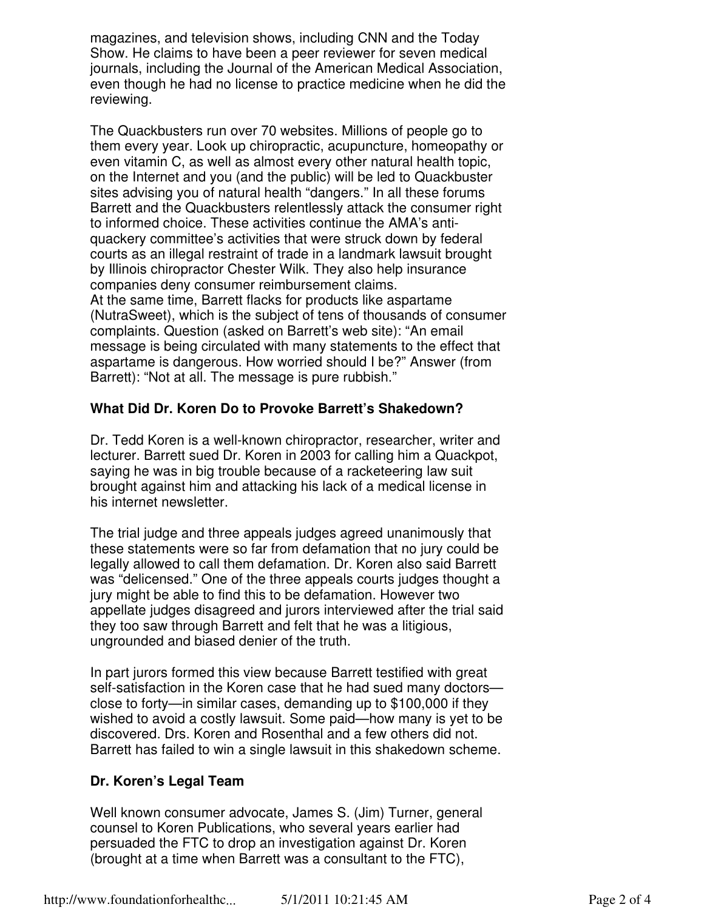magazines, and television shows, including CNN and the Today Show. He claims to have been a peer reviewer for seven medical journals, including the Journal of the American Medical Association, even though he had no license to practice medicine when he did the reviewing.

The Quackbusters run over 70 websites. Millions of people go to them every year. Look up chiropractic, acupuncture, homeopathy or even vitamin C, as well as almost every other natural health topic, on the Internet and you (and the public) will be led to Quackbuster sites advising you of natural health "dangers." In all these forums Barrett and the Quackbusters relentlessly attack the consumer right to informed choice. These activities continue the AMA's anti-quackery committee's activities that were struck down by federal courts as an illegal restraint of trade in a landmark lawsuit brought by Illinois chiropractor Chester Wilk. They also help insurance companies deny consumer reimbursement claims.
At the same time, Barrett flacks for products like aspartame (NutraSweet), which is the subject of tens of thousands of consumer complaints. Question (asked on Barrett's web site): "An email message is being circulated with many statements to the effect that aspartame is dangerous. How worried should I be?" Answer (from Barrett): "Not at all. The message is pure rubbish."

### What Did Dr. Koren Do to Provoke Barrett's Shakedown?

Dr. Tedd Koren is a well-known chiropractor, researcher, writer and lecturer. Barrett sued Dr. Koren in 2003 for calling him a Quackpot, saying he was in big trouble because of a racketeering law suit brought against him and attacking his lack of a medical license in his internet newsletter.

The trial judge and three appeals judges agreed unanimously that these statements were so far from defamation that no jury could be legally allowed to call them defamation. Dr. Koren also said Barrett was "delicensed." One of the three appeals courts judges thought a jury might be able to find this to be defamation. However two appellate judges disagreed and jurors interviewed after the trial said they too saw through Barrett and felt that he was a litigious, ungrounded and biased denier of the truth.

In part jurors formed this view because Barrett testified with great self-satisfaction in the Koren case that he had sued many doctors—close to forty—in similar cases, demanding up to $100,000 if they wished to avoid a costly lawsuit. Some paid—how many is yet to be discovered. Drs. Koren and Rosenthal and a few others did not. Barrett has failed to win a single lawsuit in this shakedown scheme.

### Dr. Koren's Legal Team

Well known consumer advocate, James S. (Jim) Turner, general counsel to Koren Publications, who several years earlier had persuaded the FTC to drop an investigation against Dr. Koren (brought at a time when Barrett was a consultant to the FTC),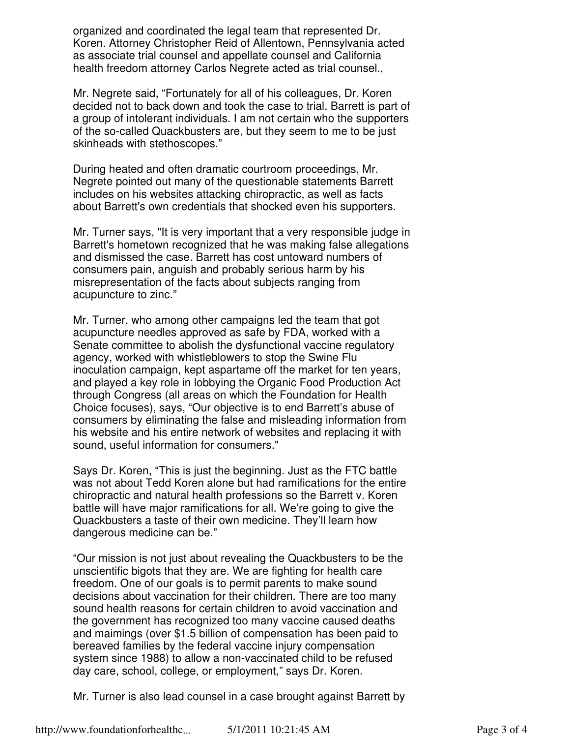organized and coordinated the legal team that represented Dr. Koren. Attorney Christopher Reid of Allentown, Pennsylvania acted as associate trial counsel and appellate counsel and California health freedom attorney Carlos Negrete acted as trial counsel.,

Mr. Negrete said, "Fortunately for all of his colleagues, Dr. Koren decided not to back down and took the case to trial. Barrett is part of a group of intolerant individuals. I am not certain who the supporters of the so-called Quackbusters are, but they seem to me to be just skinheads with stethoscopes."

During heated and often dramatic courtroom proceedings, Mr. Negrete pointed out many of the questionable statements Barrett includes on his websites attacking chiropractic, as well as facts about Barrett's own credentials that shocked even his supporters.

Mr. Turner says, "It is very important that a very responsible judge in Barrett's hometown recognized that he was making false allegations and dismissed the case. Barrett has cost untoward numbers of consumers pain, anguish and probably serious harm by his misrepresentation of the facts about subjects ranging from acupuncture to zinc."

Mr. Turner, who among other campaigns led the team that got acupuncture needles approved as safe by FDA, worked with a Senate committee to abolish the dysfunctional vaccine regulatory agency, worked with whistleblowers to stop the Swine Flu inoculation campaign, kept aspartame off the market for ten years, and played a key role in lobbying the Organic Food Production Act through Congress (all areas on which the Foundation for Health Choice focuses), says, "Our objective is to end Barrett's abuse of consumers by eliminating the false and misleading information from his website and his entire network of websites and replacing it with sound, useful information for consumers."

Says Dr. Koren, "This is just the beginning. Just as the FTC battle was not about Tedd Koren alone but had ramifications for the entire chiropractic and natural health professions so the Barrett v. Koren battle will have major ramifications for all. We're going to give the Quackbusters a taste of their own medicine. They'll learn how dangerous medicine can be."

"Our mission is not just about revealing the Quackbusters to be the unscientific bigots that they are. We are fighting for health care freedom. One of our goals is to permit parents to make sound decisions about vaccination for their children. There are too many sound health reasons for certain children to avoid vaccination and the government has recognized too many vaccine caused deaths and maimings (over $1.5 billion of compensation has been paid to bereaved families by the federal vaccine injury compensation system since 1988) to allow a non-vaccinated child to be refused day care, school, college, or employment," says Dr. Koren.

Mr. Turner is also lead counsel in a case brought against Barrett by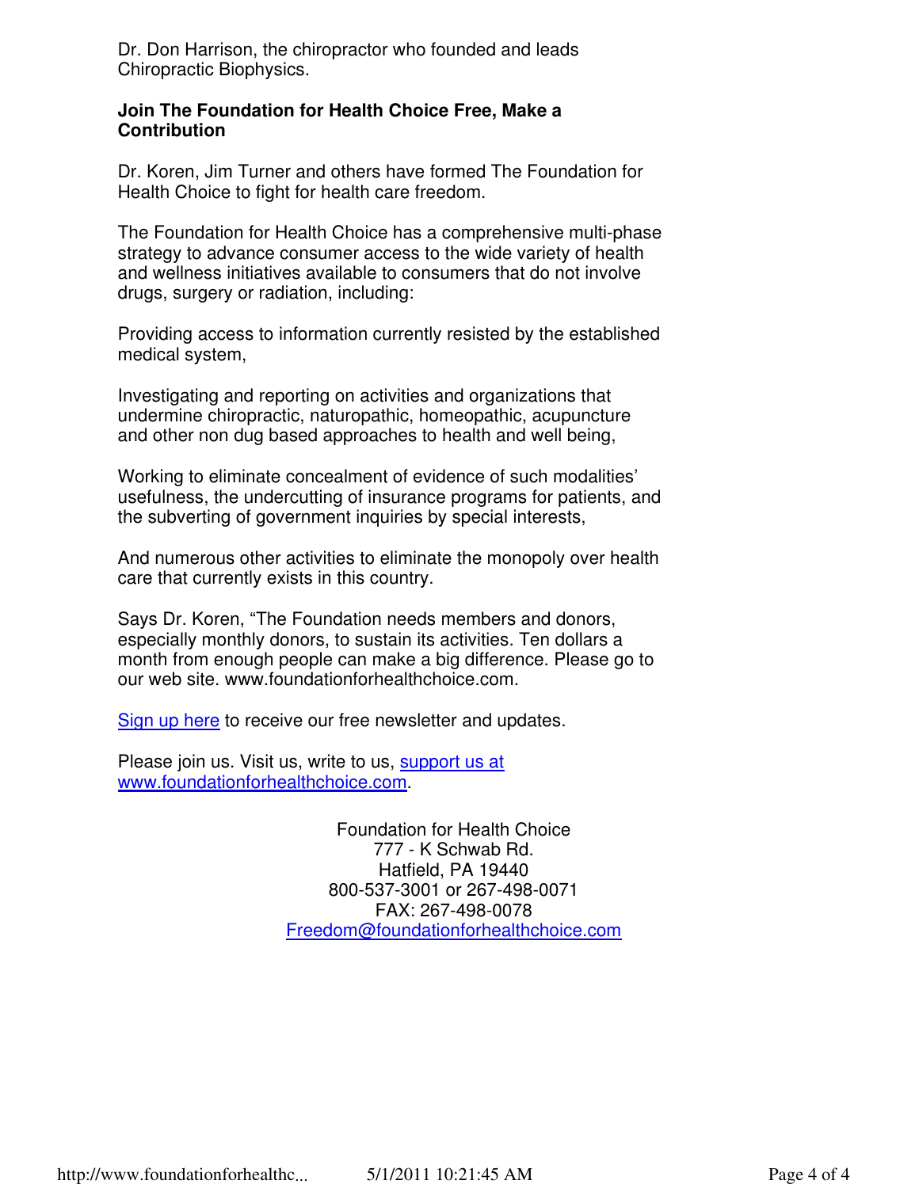Dr. Don Harrison, the chiropractor who founded and leads Chiropractic Biophysics.

**Join The Foundation for Health Choice Free, Make a Contribution**

Dr. Koren, Jim Turner and others have formed The Foundation for Health Choice to fight for health care freedom.

The Foundation for Health Choice has a comprehensive multi-phase strategy to advance consumer access to the wide variety of health and wellness initiatives available to consumers that do not involve drugs, surgery or radiation, including:

Providing access to information currently resisted by the established medical system,

Investigating and reporting on activities and organizations that undermine chiropractic, naturopathic, homeopathic, acupuncture and other non dug based approaches to health and well being,

Working to eliminate concealment of evidence of such modalities' usefulness, the undercutting of insurance programs for patients, and the subverting of government inquiries by special interests,

And numerous other activities to eliminate the monopoly over health care that currently exists in this country.

Says Dr. Koren, "The Foundation needs members and donors, especially monthly donors, to sustain its activities. Ten dollars a month from enough people can make a big difference. Please go to our web site. www.foundationforhealthchoice.com.

Sign up here to receive our free newsletter and updates.

Please join us. Visit us, write to us, support us at www.foundationforhealthchoice.com.

Foundation for Health Choice
777 - K Schwab Rd.
Hatfield, PA 19440
800-537-3001 or 267-498-0071
FAX: 267-498-0078
Freedom@foundationforhealthchoice.com